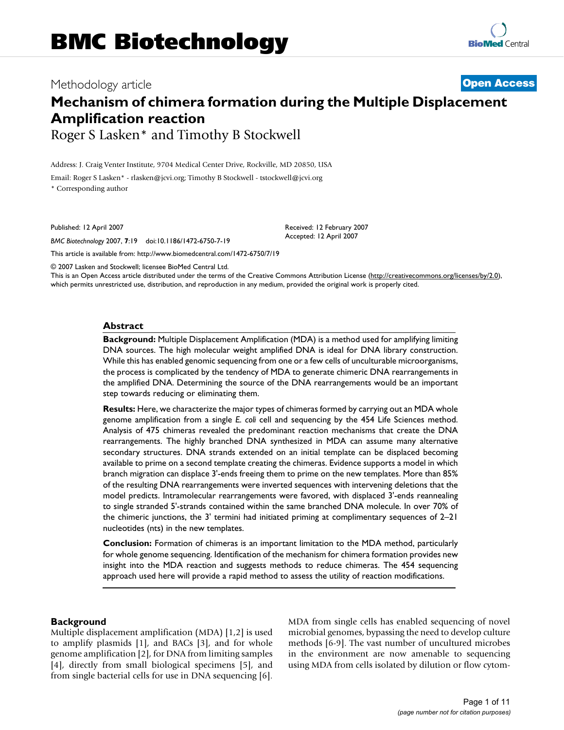BMC Biotechnology

Methodology article

**Open Access**

# Mechanism of chimera formation during the Multiple Displacement Amplification reaction

Roger S Lasken* and Timothy B Stockwell

Address: J. Craig Venter Institute, 9704 Medical Center Drive, Rockville, MD 20850, USA

Email: Roger S Lasken* - rlasken@jcvi.org; Timothy B Stockwell - tstockwell@jcvi.org

\* Corresponding author

Published: 12 April 2007

*BMC Biotechnology* 2007, **7**:19 doi:10.1186/1472-6750-7-19

Received: 12 February 2007
Accepted: 12 April 2007

This article is available from: http://www.biomedcentral.com/1472-6750/7/19

© 2007 Lasken and Stockwell; licensee BioMed Central Ltd.

This is an Open Access article distributed under the terms of the Creative Commons Attribution License (http://creativecommons.org/licenses/by/2.0), which permits unrestricted use, distribution, and reproduction in any medium, provided the original work is properly cited.

## Abstract

**Background:** Multiple Displacement Amplification (MDA) is a method used for amplifying limiting DNA sources. The high molecular weight amplified DNA is ideal for DNA library construction. While this has enabled genomic sequencing from one or a few cells of unculturable microorganisms, the process is complicated by the tendency of MDA to generate chimeric DNA rearrangements in the amplified DNA. Determining the source of the DNA rearrangements would be an important step towards reducing or eliminating them.

**Results:** Here, we characterize the major types of chimeras formed by carrying out an MDA whole genome amplification from a single *E. coli* cell and sequencing by the 454 Life Sciences method. Analysis of 475 chimeras revealed the predominant reaction mechanisms that create the DNA rearrangements. The highly branched DNA synthesized in MDA can assume many alternative secondary structures. DNA strands extended on an initial template can be displaced becoming available to prime on a second template creating the chimeras. Evidence supports a model in which branch migration can displace 3'-ends freeing them to prime on the new templates. More than 85% of the resulting DNA rearrangements were inverted sequences with intervening deletions that the model predicts. Intramolecular rearrangements were favored, with displaced 3'-ends reannealing to single stranded 5'-strands contained within the same branched DNA molecule. In over 70% of the chimeric junctions, the 3' termini had initiated priming at complimentary sequences of 2–21 nucleotides (nts) in the new templates.

**Conclusion:** Formation of chimeras is an important limitation to the MDA method, particularly for whole genome sequencing. Identification of the mechanism for chimera formation provides new insight into the MDA reaction and suggests methods to reduce chimeras. The 454 sequencing approach used here will provide a rapid method to assess the utility of reaction modifications.

## Background

Multiple displacement amplification (MDA) [1,2] is used to amplify plasmids [1], and BACs [3], and for whole genome amplification [2], for DNA from limiting samples [4], directly from small biological specimens [5], and from single bacterial cells for use in DNA sequencing [6]. MDA from single cells has enabled sequencing of novel microbial genomes, bypassing the need to develop culture methods [6-9]. The vast number of uncultured microbes in the environment are now amenable to sequencing using MDA from cells isolated by dilution or flow cytom-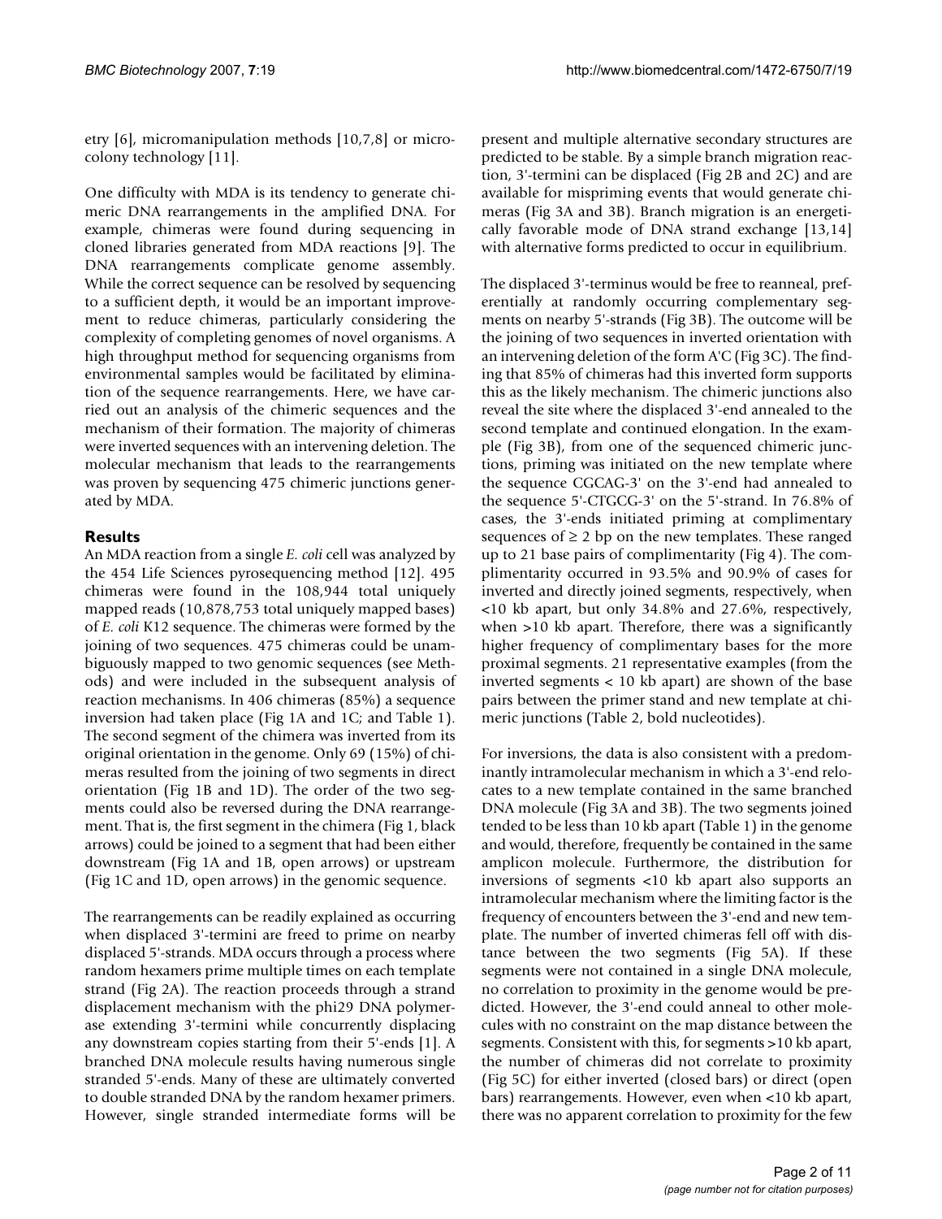etry [6], micromanipulation methods [10,7,8] or microcolony technology [11].

One difficulty with MDA is its tendency to generate chimeric DNA rearrangements in the amplified DNA. For example, chimeras were found during sequencing in cloned libraries generated from MDA reactions [9]. The DNA rearrangements complicate genome assembly. While the correct sequence can be resolved by sequencing to a sufficient depth, it would be an important improvement to reduce chimeras, particularly considering the complexity of completing genomes of novel organisms. A high throughput method for sequencing organisms from environmental samples would be facilitated by elimination of the sequence rearrangements. Here, we have carried out an analysis of the chimeric sequences and the mechanism of their formation. The majority of chimeras were inverted sequences with an intervening deletion. The molecular mechanism that leads to the rearrangements was proven by sequencing 475 chimeric junctions generated by MDA.

## Results

An MDA reaction from a single *E. coli* cell was analyzed by the 454 Life Sciences pyrosequencing method [12]. 495 chimeras were found in the 108,944 total uniquely mapped reads (10,878,753 total uniquely mapped bases) of *E. coli* K12 sequence. The chimeras were formed by the joining of two sequences. 475 chimeras could be unambiguously mapped to two genomic sequences (see Methods) and were included in the subsequent analysis of reaction mechanisms. In 406 chimeras (85%) a sequence inversion had taken place (Fig 1A and 1C; and Table 1). The second segment of the chimera was inverted from its original orientation in the genome. Only 69 (15%) of chimeras resulted from the joining of two segments in direct orientation (Fig 1B and 1D). The order of the two segments could also be reversed during the DNA rearrangement. That is, the first segment in the chimera (Fig 1, black arrows) could be joined to a segment that had been either downstream (Fig 1A and 1B, open arrows) or upstream (Fig 1C and 1D, open arrows) in the genomic sequence.

The rearrangements can be readily explained as occurring when displaced 3'-termini are freed to prime on nearby displaced 5'-strands. MDA occurs through a process where random hexamers prime multiple times on each template strand (Fig 2A). The reaction proceeds through a strand displacement mechanism with the phi29 DNA polymerase extending 3'-termini while concurrently displacing any downstream copies starting from their 5'-ends [1]. A branched DNA molecule results having numerous single stranded 5'-ends. Many of these are ultimately converted to double stranded DNA by the random hexamer primers. However, single stranded intermediate forms will be present and multiple alternative secondary structures are predicted to be stable. By a simple branch migration reaction, 3'-termini can be displaced (Fig 2B and 2C) and are available for mispriming events that would generate chimeras (Fig 3A and 3B). Branch migration is an energetically favorable mode of DNA strand exchange [13,14] with alternative forms predicted to occur in equilibrium.

The displaced 3'-terminus would be free to reanneal, preferentially at randomly occurring complementary segments on nearby 5'-strands (Fig 3B). The outcome will be the joining of two sequences in inverted orientation with an intervening deletion of the form A'C (Fig 3C). The finding that 85% of chimeras had this inverted form supports this as the likely mechanism. The chimeric junctions also reveal the site where the displaced 3'-end annealed to the second template and continued elongation. In the example (Fig 3B), from one of the sequenced chimeric junctions, priming was initiated on the new template where the sequence CGCAG-3' on the 3'-end had annealed to the sequence 5'-CTGCG-3' on the 5'-strand. In 76.8% of cases, the 3'-ends initiated priming at complimentary sequences of ≥ 2 bp on the new templates. These ranged up to 21 base pairs of complimentarity (Fig 4). The complimentarity occurred in 93.5% and 90.9% of cases for inverted and directly joined segments, respectively, when <10 kb apart, but only 34.8% and 27.6%, respectively, when >10 kb apart. Therefore, there was a significantly higher frequency of complimentary bases for the more proximal segments. 21 representative examples (from the inverted segments < 10 kb apart) are shown of the base pairs between the primer stand and new template at chimeric junctions (Table 2, bold nucleotides).

For inversions, the data is also consistent with a predominantly intramolecular mechanism in which a 3'-end relocates to a new template contained in the same branched DNA molecule (Fig 3A and 3B). The two segments joined tended to be less than 10 kb apart (Table 1) in the genome and would, therefore, frequently be contained in the same amplicon molecule. Furthermore, the distribution for inversions of segments <10 kb apart also supports an intramolecular mechanism where the limiting factor is the frequency of encounters between the 3'-end and new template. The number of inverted chimeras fell off with distance between the two segments (Fig 5A). If these segments were not contained in a single DNA molecule, no correlation to proximity in the genome would be predicted. However, the 3'-end could anneal to other molecules with no constraint on the map distance between the segments. Consistent with this, for segments >10 kb apart, the number of chimeras did not correlate to proximity (Fig 5C) for either inverted (closed bars) or direct (open bars) rearrangements. However, even when <10 kb apart, there was no apparent correlation to proximity for the few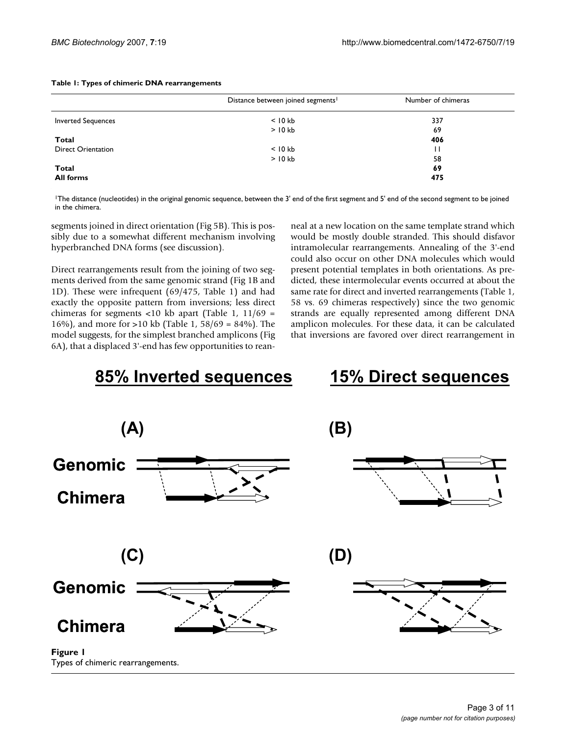**Table 1: Types of chimeric DNA rearrangements**

| | Distance between joined segments[1] | Number of chimeras |
|---|---|---|
| Inverted Sequences | < 10 kb | 337 |
| | > 10 kb | 69 |
| **Total** | | **406** |
| Direct Orientation | < 10 kb | 11 |
| | > 10 kb | 58 |
| **Total** | | **69** |
| **All forms** | | **475** |

[1]The distance (nucleotides) in the original genomic sequence, between the 3' end of the first segment and 5' end of the second segment to be joined in the chimera.

segments joined in direct orientation (Fig 5B). This is possibly due to a somewhat different mechanism involving hyperbranched DNA forms (see discussion).

Direct rearrangements result from the joining of two segments derived from the same genomic strand (Fig 1B and 1D). These were infrequent (69/475, Table 1) and had exactly the opposite pattern from inversions; less direct chimeras for segments <10 kb apart (Table 1, 11/69 = 16%), and more for >10 kb (Table 1, 58/69 = 84%). The model suggests, for the simplest branched amplicons (Fig 6A), that a displaced 3'-end has few opportunities to reanneal at a new location on the same template strand which would be mostly double stranded. This should disfavor intramolecular rearrangements. Annealing of the 3'-end could also occur on other DNA molecules which would present potential templates in both orientations. As predicted, these intermolecular events occurred at about the same rate for direct and inverted rearrangements (Table 1, 58 vs. 69 chimeras respectively) since the two genomic strands are equally represented among different DNA amplicon molecules. For these data, it can be calculated that inversions are favored over direct rearrangement in

**Figure 1**
Types of chimeric rearrangements.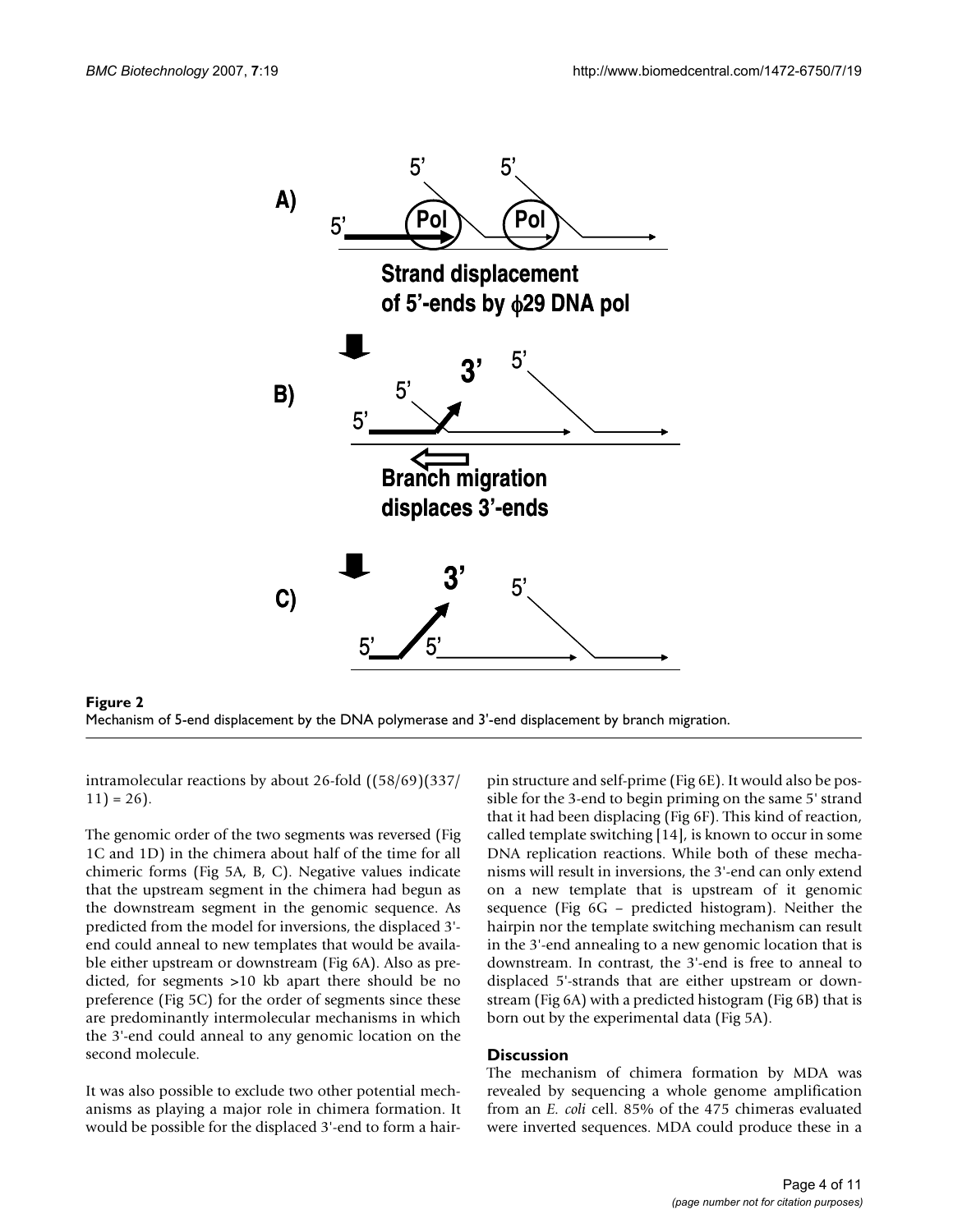**Figure 2**
Mechanism of 5-end displacement by the DNA polymerase and 3'-end displacement by branch migration.

intramolecular reactions by about 26-fold ((58/69)(337/11) = 26).

The genomic order of the two segments was reversed (Fig 1C and 1D) in the chimera about half of the time for all chimeric forms (Fig 5A, B, C). Negative values indicate that the upstream segment in the chimera had begun as the downstream segment in the genomic sequence. As predicted from the model for inversions, the displaced 3'-end could anneal to new templates that would be available either upstream or downstream (Fig 6A). Also as predicted, for segments >10 kb apart there should be no preference (Fig 5C) for the order of segments since these are predominantly intermolecular mechanisms in which the 3'-end could anneal to any genomic location on the second molecule.

It was also possible to exclude two other potential mechanisms as playing a major role in chimera formation. It would be possible for the displaced 3'-end to form a hairpin structure and self-prime (Fig 6E). It would also be possible for the 3-end to begin priming on the same 5' strand that it had been displacing (Fig 6F). This kind of reaction, called template switching [14], is known to occur in some DNA replication reactions. While both of these mechanisms will result in inversions, the 3'-end can only extend on a new template that is upstream of it genomic sequence (Fig 6G – predicted histogram). Neither the hairpin nor the template switching mechanism can result in the 3'-end annealing to a new genomic location that is downstream. In contrast, the 3'-end is free to anneal to displaced 5'-strands that are either upstream or downstream (Fig 6A) with a predicted histogram (Fig 6B) that is born out by the experimental data (Fig 5A).

## Discussion

The mechanism of chimera formation by MDA was revealed by sequencing a whole genome amplification from an *E. coli* cell. 85% of the 475 chimeras evaluated were inverted sequences. MDA could produce these in a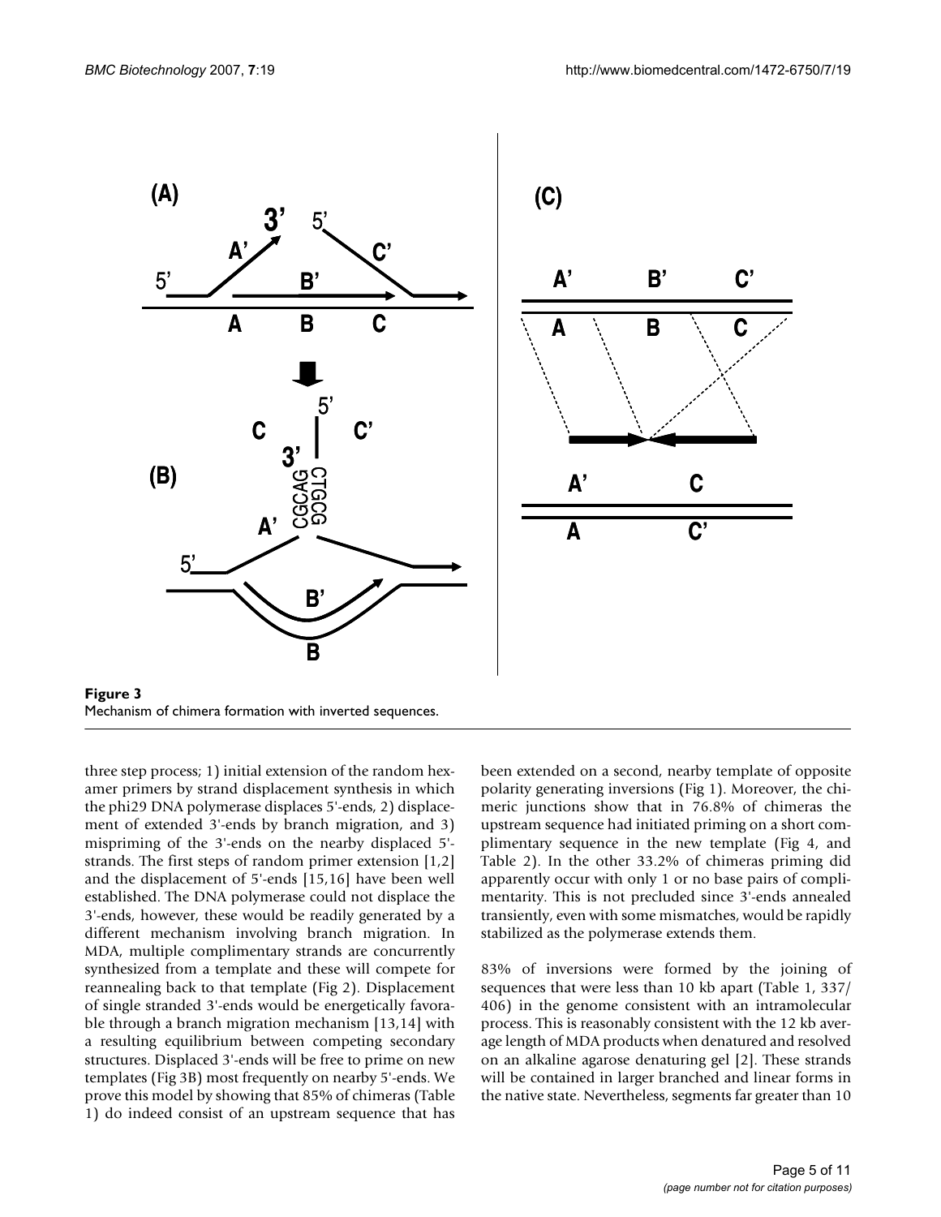**Figure 3**
Mechanism of chimera formation with inverted sequences.

three step process; 1) initial extension of the random hexamer primers by strand displacement synthesis in which the phi29 DNA polymerase displaces 5'-ends, 2) displacement of extended 3'-ends by branch migration, and 3) mispriming of the 3'-ends on the nearby displaced 5'-strands. The first steps of random primer extension [1,2] and the displacement of 5'-ends [15,16] have been well established. The DNA polymerase could not displace the 3'-ends, however, these would be readily generated by a different mechanism involving branch migration. In MDA, multiple complimentary strands are concurrently synthesized from a template and these will compete for reannealing back to that template (Fig 2). Displacement of single stranded 3'-ends would be energetically favorable through a branch migration mechanism [13,14] with a resulting equilibrium between competing secondary structures. Displaced 3'-ends will be free to prime on new templates (Fig 3B) most frequently on nearby 5'-ends. We prove this model by showing that 85% of chimeras (Table 1) do indeed consist of an upstream sequence that has been extended on a second, nearby template of opposite polarity generating inversions (Fig 1). Moreover, the chimeric junctions show that in 76.8% of chimeras the upstream sequence had initiated priming on a short complimentary sequence in the new template (Fig 4, and Table 2). In the other 33.2% of chimeras priming did apparently occur with only 1 or no base pairs of complimentarity. This is not precluded since 3'-ends annealed transiently, even with some mismatches, would be rapidly stabilized as the polymerase extends them.

83% of inversions were formed by the joining of sequences that were less than 10 kb apart (Table 1, 337/406) in the genome consistent with an intramolecular process. This is reasonably consistent with the 12 kb average length of MDA products when denatured and resolved on an alkaline agarose denaturing gel [2]. These strands will be contained in larger branched and linear forms in the native state. Nevertheless, segments far greater than 10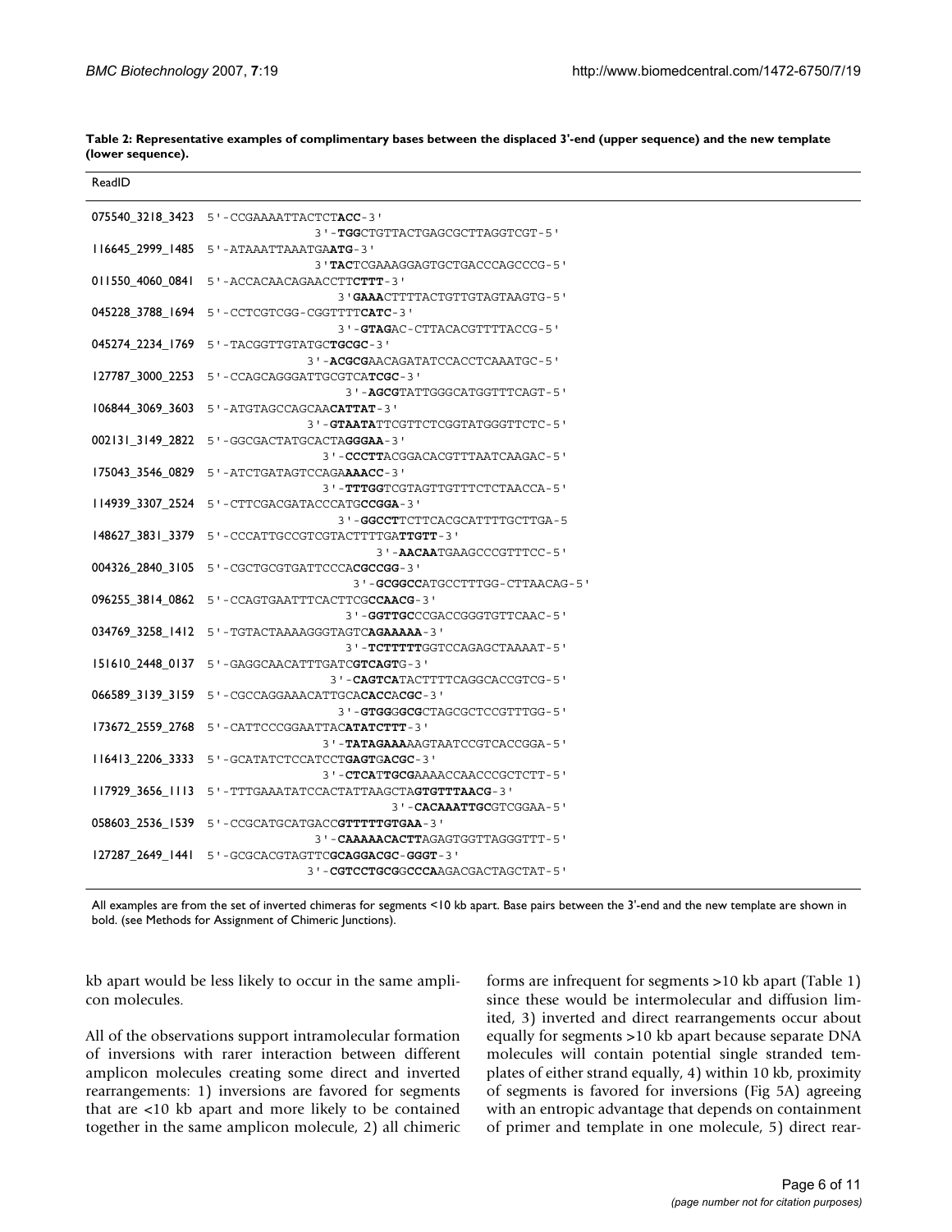**Table 2: Representative examples of complimentary bases between the displaced 3'-end (upper sequence) and the new template (lower sequence).**

| ReadID | |
|---|---|
| 075540_3218_3423 | 5'-CCGAAAATTACTCT**ACC**-3'<br>3'-**TGG**CTGTTACTGAGCGCTTAGGTCGT-5' |
| 116645_2999_1485 | 5'-ATAAATTAAATGA**ATG**-3'<br>3'**TAC**TCGAAAGGAGTGCTGACCCAGCCCG-5' |
| 011550_4060_0841 | 5'-ACCACAACAGAACCTT**CTTT**-3'<br>3'**GAAA**CTTTTACTGTTGTAGTAAGTG-5' |
| 045228_3788_1694 | 5'-CCTCGTCGG-CGGTTTT**CATC**-3'<br>3'-**GTAG**AC-CTTACACGTTTTACCG-5' |
| 045274_2234_1769 | 5'-TACGGTTGTATGC**TGCGC**-3'<br>3'-**ACGCG**AACAGATATCCACCTCAAATGC-5' |
| 127787_3000_2253 | 5'-CCAGCAGGGATTGCGTCA**TCGC**-3'<br>3'-**AGCG**TATTGGGCATGGTTTCAGT-5' |
| 106844_3069_3603 | 5'-ATGTAGCCAGCAA**CATTAT**-3'<br>3'-**GTAATA**TTCGTTCTCGGTATGGGTTCTC-5' |
| 002131_3149_2822 | 5'-GGCGACTATGCACTA**GGGAA**-3'<br>3'-**CCCTT**ACGGACACGTTTAATCAAGAC-5' |
| 175043_3546_0829 | 5'-ATCTGATAGTCCAGA**AAACC**-3'<br>3'-**TTTGG**TCGTAGTTGTTTCTCTAACCA-5' |
| 114939_3307_2524 | 5'-CTTCGACGATACCCATG**CCGGA**-3'<br>3'-**GGCCT**TCTTCACGCATTTTGCTTGA-5 |
| 148627_3831_3379 | 5'-CCCATTGCCGTCGTACTTTTGA**TTGTT**-3'<br>3'-**AACAA**TGAAGCCCGTTTCC-5' |
| 004326_2840_3105 | 5'-CGCTGCGTGATTCCCAC**GCCGG**-3'<br>3'-**GCGGCC**ATGCCTTTGG-CTTAACAG-5' |
| 096255_3814_0862 | 5'-CCAGTGAATTTCACTTCG**CCAACG**-3'<br>3'-**GGTTGC**CCGACCGGGTGTTCAAC-5' |
| 034769_3258_1412 | 5'-TGTACTAAAAGGGTAGTC**AGAAAAA**-3'<br>3'-**TCTTTTT**GGTCCAGAGCTAAAAT-5' |
| 151610_2448_0137 | 5'-GAGGCAACATTTGATC**GTCAGT**G-3'<br>3'-**CAGTCA**TACTTTTCAGGCACCGTCG-5' |
| 066589_3139_3159 | 5'-CGCCAGGAAACATTGCA**CACC**A**CGC**-3'<br>3'-**GTGG**G**GCG**CTAGCGCTCCGTTTGG-5' |
| 173672_2559_2768 | 5'-CATTCCCGGAATTAC**ATATCTTT**-3'<br>3'-**TATAGAAA**AAGTAATCCGTCACCGGA-5' |
| 116413_2206_3333 | 5'-GCATATCTCCATCCT**GAGT**G**ACGC**-3'<br>3'-**CTCA**T**TGCG**AAAACCAACCCGCTCTT-5' |
| 117929_3656_1113 | 5'-TTTGAAATATCCACTATTAAGCTA**GTGTTTAACG**-3'<br>3'-**CACAAATTGC**GTCGGAA-5' |
| 058603_2536_1539 | 5'-CCGCATGCATGACC**GTTTTTGTGAA**-3'<br>3'-**CAAAAACACTT**AGAGTGGTTAGGGTTT-5' |
| 127287_2649_1441 | 5'-GCGCACGTAGTTC**GCAGGACGC**-**GGGT**-3'<br>3'-**CGTCCTGCG**G**CCCA**AGACGACTAGCTAT-5' |

All examples are from the set of inverted chimeras for segments <10 kb apart. Base pairs between the 3'-end and the new template are shown in bold. (see Methods for Assignment of Chimeric Junctions).

kb apart would be less likely to occur in the same amplicon molecules.

All of the observations support intramolecular formation of inversions with rarer interaction between different amplicon molecules creating some direct and inverted rearrangements: 1) inversions are favored for segments that are <10 kb apart and more likely to be contained together in the same amplicon molecule, 2) all chimeric forms are infrequent for segments >10 kb apart (Table 1) since these would be intermolecular and diffusion limited, 3) inverted and direct rearrangements occur about equally for segments >10 kb apart because separate DNA molecules will contain potential single stranded templates of either strand equally, 4) within 10 kb, proximity of segments is favored for inversions (Fig 5A) agreeing with an entropic advantage that depends on containment of primer and template in one molecule, 5) direct rear-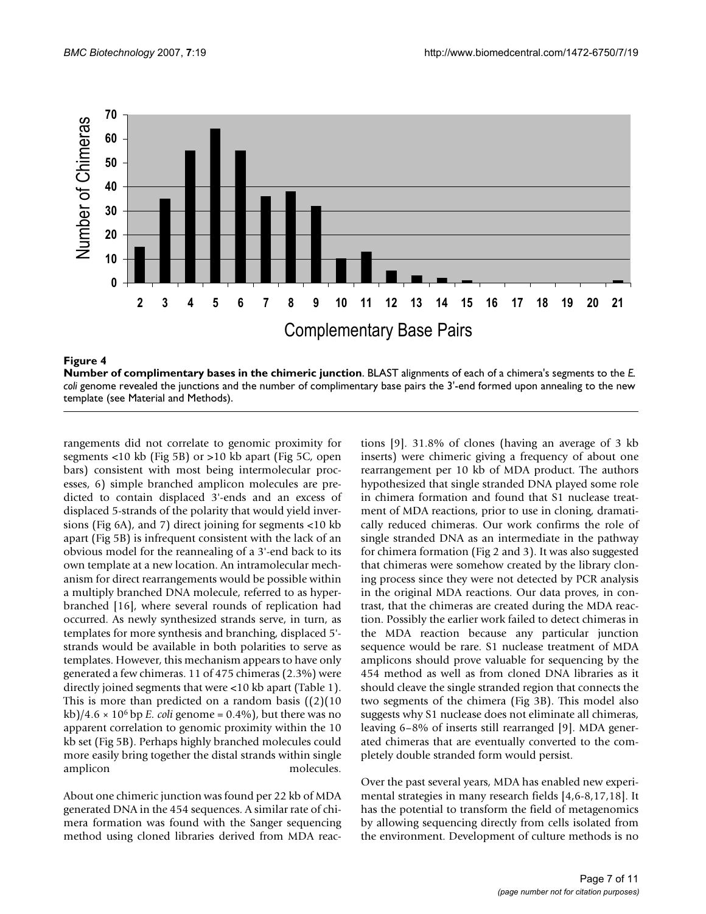**Figure 4**

**Number of complimentary bases in the chimeric junction**. BLAST alignments of each of a chimera's segments to the *E. coli* genome revealed the junctions and the number of complimentary base pairs the 3'-end formed upon annealing to the new template (see Material and Methods).

rangements did not correlate to genomic proximity for segments <10 kb (Fig 5B) or >10 kb apart (Fig 5C, open bars) consistent with most being intermolecular processes, 6) simple branched amplicon molecules are predicted to contain displaced 3'-ends and an excess of displaced 5-strands of the polarity that would yield inversions (Fig 6A), and 7) direct joining for segments <10 kb apart (Fig 5B) is infrequent consistent with the lack of an obvious model for the reannealing of a 3'-end back to its own template at a new location. An intramolecular mechanism for direct rearrangements would be possible within a multiply branched DNA molecule, referred to as hyperbranched [16], where several rounds of replication had occurred. As newly synthesized strands serve, in turn, as templates for more synthesis and branching, displaced 5'-strands would be available in both polarities to serve as templates. However, this mechanism appears to have only generated a few chimeras. 11 of 475 chimeras (2.3%) were directly joined segments that were <10 kb apart (Table 1). This is more than predicted on a random basis ((2)(10 kb)/$4.6 \times 10^6$ bp *E. coli* genome = 0.4%), but there was no apparent correlation to genomic proximity within the 10 kb set (Fig 5B). Perhaps highly branched molecules could more easily bring together the distal strands within single amplicon molecules.

About one chimeric junction was found per 22 kb of MDA generated DNA in the 454 sequences. A similar rate of chimera formation was found with the Sanger sequencing method using cloned libraries derived from MDA reactions [9]. 31.8% of clones (having an average of 3 kb inserts) were chimeric giving a frequency of about one rearrangement per 10 kb of MDA product. The authors hypothesized that single stranded DNA played some role in chimera formation and found that S1 nuclease treatment of MDA reactions, prior to use in cloning, dramatically reduced chimeras. Our work confirms the role of single stranded DNA as an intermediate in the pathway for chimera formation (Fig 2 and 3). It was also suggested that chimeras were somehow created by the library cloning process since they were not detected by PCR analysis in the original MDA reactions. Our data proves, in contrast, that the chimeras are created during the MDA reaction. Possibly the earlier work failed to detect chimeras in the MDA reaction because any particular junction sequence would be rare. S1 nuclease treatment of MDA amplicons should prove valuable for sequencing by the 454 method as well as from cloned DNA libraries as it should cleave the single stranded region that connects the two segments of the chimera (Fig 3B). This model also suggests why S1 nuclease does not eliminate all chimeras, leaving 6–8% of inserts still rearranged [9]. MDA generated chimeras that are eventually converted to the completely double stranded form would persist.

Over the past several years, MDA has enabled new experimental strategies in many research fields [4,6-8,17,18]. It has the potential to transform the field of metagenomics by allowing sequencing directly from cells isolated from the environment. Development of culture methods is no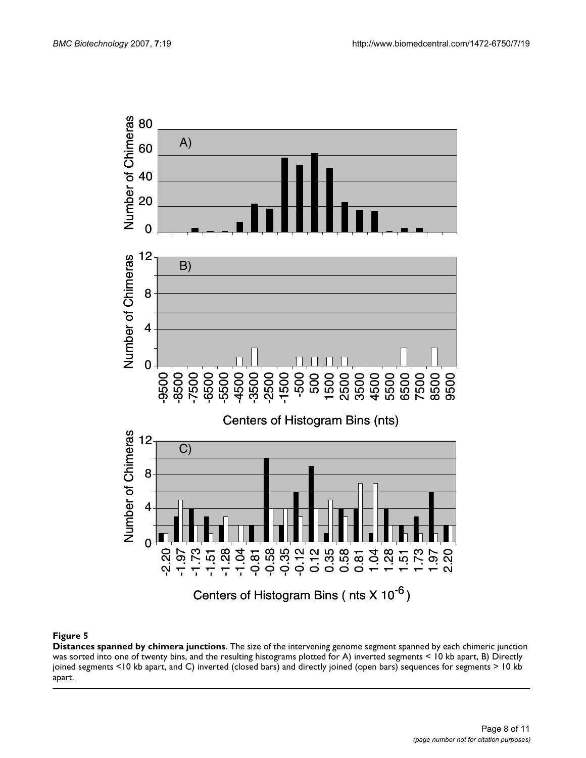**Figure 5**

**Distances spanned by chimera junctions**. The size of the intervening genome segment spanned by each chimeric junction was sorted into one of twenty bins, and the resulting histograms plotted for A) inverted segments < 10 kb apart, B) Directly joined segments <10 kb apart, and C) inverted (closed bars) and directly joined (open bars) sequences for segments > 10 kb apart.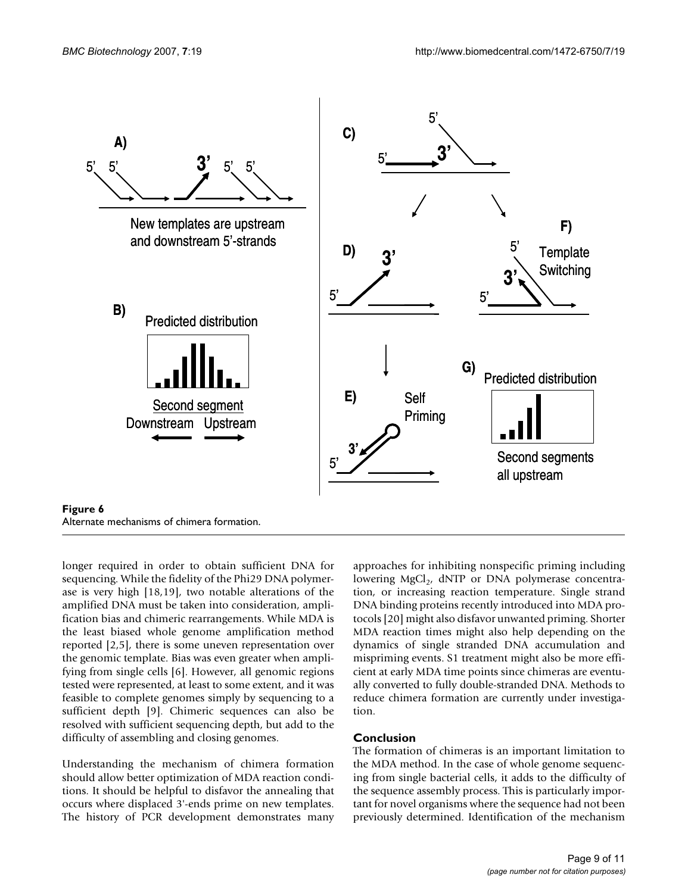**Figure 6**
Alternate mechanisms of chimera formation.

longer required in order to obtain sufficient DNA for sequencing. While the fidelity of the Phi29 DNA polymerase is very high [18,19], two notable alterations of the amplified DNA must be taken into consideration, amplification bias and chimeric rearrangements. While MDA is the least biased whole genome amplification method reported [2,5], there is some uneven representation over the genomic template. Bias was even greater when amplifying from single cells [6]. However, all genomic regions tested were represented, at least to some extent, and it was feasible to complete genomes simply by sequencing to a sufficient depth [9]. Chimeric sequences can also be resolved with sufficient sequencing depth, but add to the difficulty of assembling and closing genomes.

Understanding the mechanism of chimera formation should allow better optimization of MDA reaction conditions. It should be helpful to disfavor the annealing that occurs where displaced 3'-ends prime on new templates. The history of PCR development demonstrates many approaches for inhibiting nonspecific priming including lowering $MgCl_2$, dNTP or DNA polymerase concentration, or increasing reaction temperature. Single strand DNA binding proteins recently introduced into MDA protocols [20] might also disfavor unwanted priming. Shorter MDA reaction times might also help depending on the dynamics of single stranded DNA accumulation and mispriming events. S1 treatment might also be more efficient at early MDA time points since chimeras are eventually converted to fully double-stranded DNA. Methods to reduce chimera formation are currently under investigation.

## Conclusion

The formation of chimeras is an important limitation to the MDA method. In the case of whole genome sequencing from single bacterial cells, it adds to the difficulty of the sequence assembly process. This is particularly important for novel organisms where the sequence had not been previously determined. Identification of the mechanism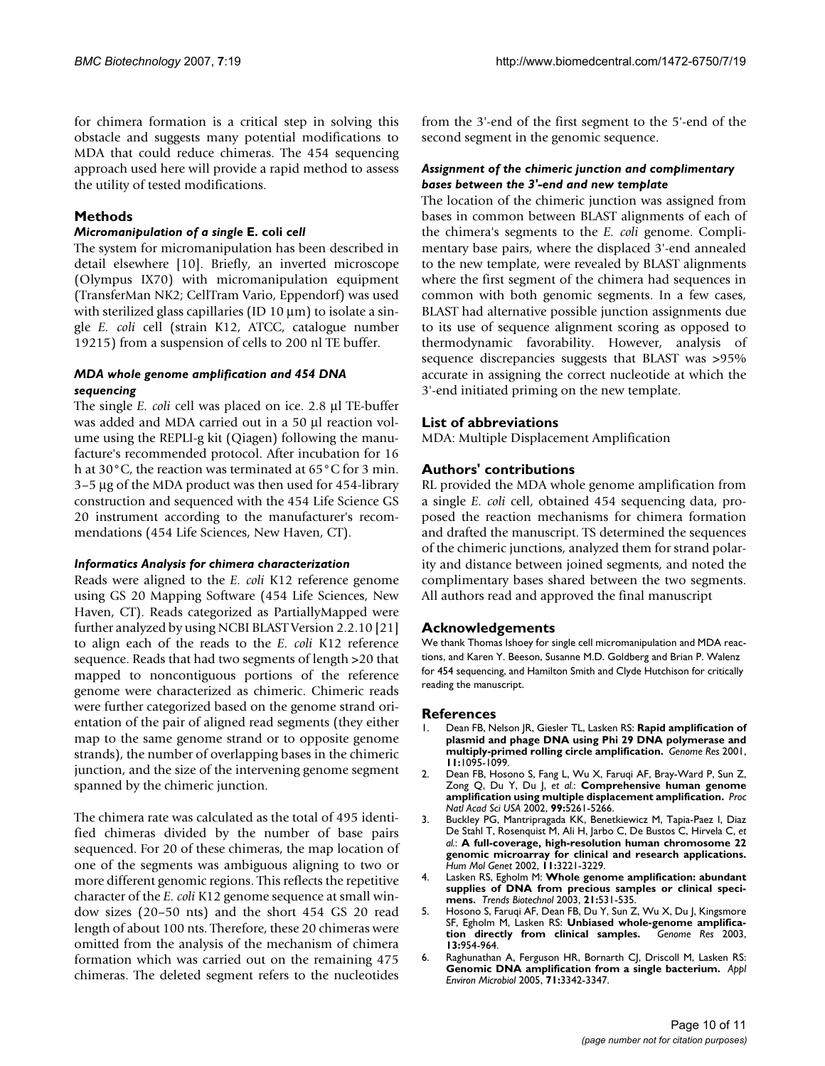for chimera formation is a critical step in solving this obstacle and suggests many potential modifications to MDA that could reduce chimeras. The 454 sequencing approach used here will provide a rapid method to assess the utility of tested modifications.

## Methods

### *Micromanipulation of a single* E. coli *cell*

The system for micromanipulation has been described in detail elsewhere [10]. Briefly, an inverted microscope (Olympus IX70) with micromanipulation equipment (TransferMan NK2; CellTram Vario, Eppendorf) was used with sterilized glass capillaries (ID 10 µm) to isolate a single *E. coli* cell (strain K12, ATCC, catalogue number 19215) from a suspension of cells to 200 nl TE buffer.

### *MDA whole genome amplification and 454 DNA sequencing*

The single *E. coli* cell was placed on ice. 2.8 µl TE-buffer was added and MDA carried out in a 50 µl reaction volume using the REPLI-g kit (Qiagen) following the manufacture's recommended protocol. After incubation for 16 h at 30°C, the reaction was terminated at 65°C for 3 min. 3–5 µg of the MDA product was then used for 454-library construction and sequenced with the 454 Life Science GS 20 instrument according to the manufacturer's recommendations (454 Life Sciences, New Haven, CT).

### *Informatics Analysis for chimera characterization*

Reads were aligned to the *E. coli* K12 reference genome using GS 20 Mapping Software (454 Life Sciences, New Haven, CT). Reads categorized as PartiallyMapped were further analyzed by using NCBI BLAST Version 2.2.10 [21] to align each of the reads to the *E. coli* K12 reference sequence. Reads that had two segments of length >20 that mapped to noncontiguous portions of the reference genome were characterized as chimeric. Chimeric reads were further categorized based on the genome strand orientation of the pair of aligned read segments (they either map to the same genome strand or to opposite genome strands), the number of overlapping bases in the chimeric junction, and the size of the intervening genome segment spanned by the chimeric junction.

The chimera rate was calculated as the total of 495 identified chimeras divided by the number of base pairs sequenced. For 20 of these chimeras, the map location of one of the segments was ambiguous aligning to two or more different genomic regions. This reflects the repetitive character of the *E. coli* K12 genome sequence at small window sizes (20–50 nts) and the short 454 GS 20 read length of about 100 nts. Therefore, these 20 chimeras were omitted from the analysis of the mechanism of chimera formation which was carried out on the remaining 475 chimeras. The deleted segment refers to the nucleotides from the 3'-end of the first segment to the 5'-end of the second segment in the genomic sequence.

### *Assignment of the chimeric junction and complimentary bases between the 3'-end and new template*

The location of the chimeric junction was assigned from bases in common between BLAST alignments of each of the chimera's segments to the *E. coli* genome. Complimentary base pairs, where the displaced 3'-end annealed to the new template, were revealed by BLAST alignments where the first segment of the chimera had sequences in common with both genomic segments. In a few cases, BLAST had alternative possible junction assignments due to its use of sequence alignment scoring as opposed to thermodynamic favorability. However, analysis of sequence discrepancies suggests that BLAST was >95% accurate in assigning the correct nucleotide at which the 3'-end initiated priming on the new template.

## List of abbreviations

MDA: Multiple Displacement Amplification

## Authors' contributions

RL provided the MDA whole genome amplification from a single *E. coli* cell, obtained 454 sequencing data, proposed the reaction mechanisms for chimera formation and drafted the manuscript. TS determined the sequences of the chimeric junctions, analyzed them for strand polarity and distance between joined segments, and noted the complimentary bases shared between the two segments. All authors read and approved the final manuscript

## Acknowledgements

We thank Thomas Ishoey for single cell micromanipulation and MDA reactions, and Karen Y. Beeson, Susanne M.D. Goldberg and Brian P. Walenz for 454 sequencing, and Hamilton Smith and Clyde Hutchison for critically reading the manuscript.

## References

1. Dean FB, Nelson JR, Giesler TL, Lasken RS: **Rapid amplification of plasmid and phage DNA using Phi 29 DNA polymerase and multiply-primed rolling circle amplification.** *Genome Res* 2001, **11:**1095-1099.
2. Dean FB, Hosono S, Fang L, Wu X, Faruqi AF, Bray-Ward P, Sun Z, Zong Q, Du Y, Du J, *et al.*: **Comprehensive human genome amplification using multiple displacement amplification.** *Proc Natl Acad Sci USA* 2002, **99:**5261-5266.
3. Buckley PG, Mantripragada KK, Benetkiewicz M, Tapia-Paez I, Diaz De Stahl T, Rosenquist M, Ali H, Jarbo C, De Bustos C, Hirvela C, *et al.*: **A full-coverage, high-resolution human chromosome 22 genomic microarray for clinical and research applications.** *Hum Mol Genet* 2002, **11:**3221-3229.
4. Lasken RS, Egholm M: **Whole genome amplification: abundant supplies of DNA from precious samples or clinical specimens.** *Trends Biotechnol* 2003, **21:**531-535.
5. Hosono S, Faruqi AF, Dean FB, Du Y, Sun Z, Wu X, Du J, Kingsmore SF, Egholm M, Lasken RS: **Unbiased whole-genome amplification directly from clinical samples.** *Genome Res* 2003, **13:**954-964.
6. Raghunathan A, Ferguson HR, Bornarth CJ, Driscoll M, Lasken RS: **Genomic DNA amplification from a single bacterium.** *Appl Environ Microbiol* 2005, **71:**3342-3347.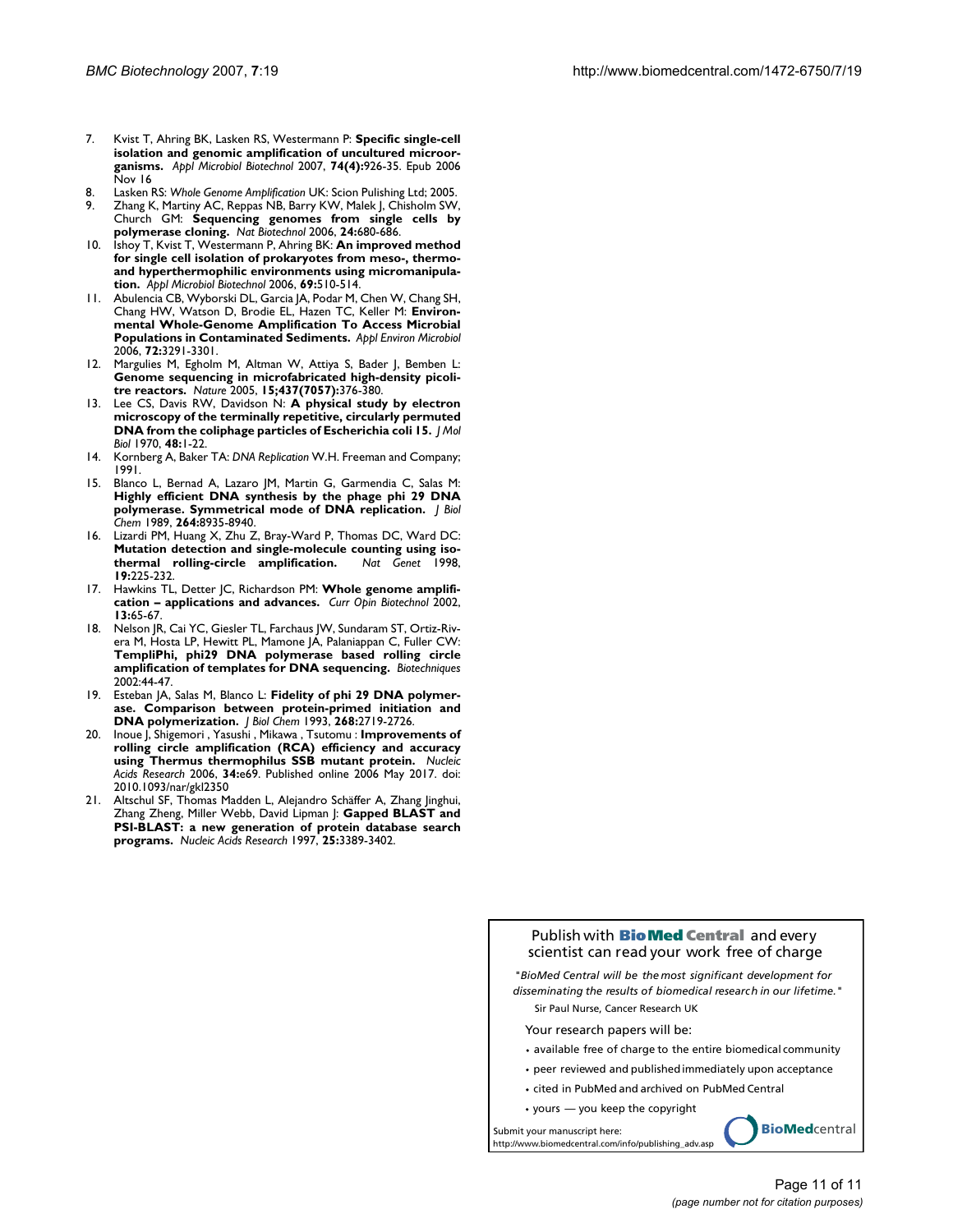7. Kvist T, Ahring BK, Lasken RS, Westermann P: **Specific single-cell isolation and genomic amplification of uncultured microorganisms.** *Appl Microbiol Biotechnol* 2007, **74(4):**926-35. Epub 2006 Nov 16
8. Lasken RS: *Whole Genome Amplification* UK: Scion Pulishing Ltd; 2005.
9. Zhang K, Martiny AC, Reppas NB, Barry KW, Malek J, Chisholm SW, Church GM: **Sequencing genomes from single cells by polymerase cloning.** *Nat Biotechnol* 2006, **24:**680-686.
10. Ishoy T, Kvist T, Westermann P, Ahring BK: **An improved method for single cell isolation of prokaryotes from meso-, thermo- and hyperthermophilic environments using micromanipulation.** *Appl Microbiol Biotechnol* 2006, **69:**510-514.
11. Abulencia CB, Wyborski DL, Garcia JA, Podar M, Chen W, Chang SH, Chang HW, Watson D, Brodie EL, Hazen TC, Keller M: **Environmental Whole-Genome Amplification To Access Microbial Populations in Contaminated Sediments.** *Appl Environ Microbiol* 2006, **72:**3291-3301.
12. Margulies M, Egholm M, Altman W, Attiya S, Bader J, Bemben L: **Genome sequencing in microfabricated high-density picolitre reactors.** *Nature* 2005, **15;437(7057):**376-380.
13. Lee CS, Davis RW, Davidson N: **A physical study by electron microscopy of the terminally repetitive, circularly permuted DNA from the coliphage particles of Escherichia coli 15.** *J Mol Biol* 1970, **48:**1-22.
14. Kornberg A, Baker TA: *DNA Replication* W.H. Freeman and Company; 1991.
15. Blanco L, Bernad A, Lazaro JM, Martin G, Garmendia C, Salas M: **Highly efficient DNA synthesis by the phage phi 29 DNA polymerase. Symmetrical mode of DNA replication.** *J Biol Chem* 1989, **264:**8935-8940.
16. Lizardi PM, Huang X, Zhu Z, Bray-Ward P, Thomas DC, Ward DC: **Mutation detection and single-molecule counting using isothermal rolling-circle amplification.** *Nat Genet* 1998, **19:**225-232.
17. Hawkins TL, Detter JC, Richardson PM: **Whole genome amplification – applications and advances.** *Curr Opin Biotechnol* 2002, **13:**65-67.
18. Nelson JR, Cai YC, Giesler TL, Farchaus JW, Sundaram ST, Ortiz-Rivera M, Hosta LP, Hewitt PL, Mamone JA, Palaniappan C, Fuller CW: **TempliPhi, phi29 DNA polymerase based rolling circle amplification of templates for DNA sequencing.** *Biotechniques* 2002:44-47.
19. Esteban JA, Salas M, Blanco L: **Fidelity of phi 29 DNA polymerase. Comparison between protein-primed initiation and DNA polymerization.** *J Biol Chem* 1993, **268:**2719-2726.
20. Inoue J, Shigemori , Yasushi , Mikawa , Tsutomu : **Improvements of rolling circle amplification (RCA) efficiency and accuracy using Thermus thermophilus SSB mutant protein.** *Nucleic Acids Research* 2006, **34:**e69. Published online 2006 May 2017. doi: 2010.1093/nar/gkl2350
21. Altschul SF, Thomas Madden L, Alejandro Schäffer A, Zhang Jinghui, Zhang Zheng, Miller Webb, David Lipman J: **Gapped BLAST and PSI-BLAST: a new generation of protein database search programs.** *Nucleic Acids Research* 1997, **25:**3389-3402.

Publish with **BioMed Central** and every scientist can read your work free of charge

*"BioMed Central will be the most significant development for disseminating the results of biomedical research in our lifetime."*

Sir Paul Nurse, Cancer Research UK

Your research papers will be:

- available free of charge to the entire biomedical community
- peer reviewed and published immediately upon acceptance
- cited in PubMed and archived on PubMed Central
- yours — you keep the copyright

Submit your manuscript here:
http://www.biomedcentral.com/info/publishing_adv.asp

**BioMed**central